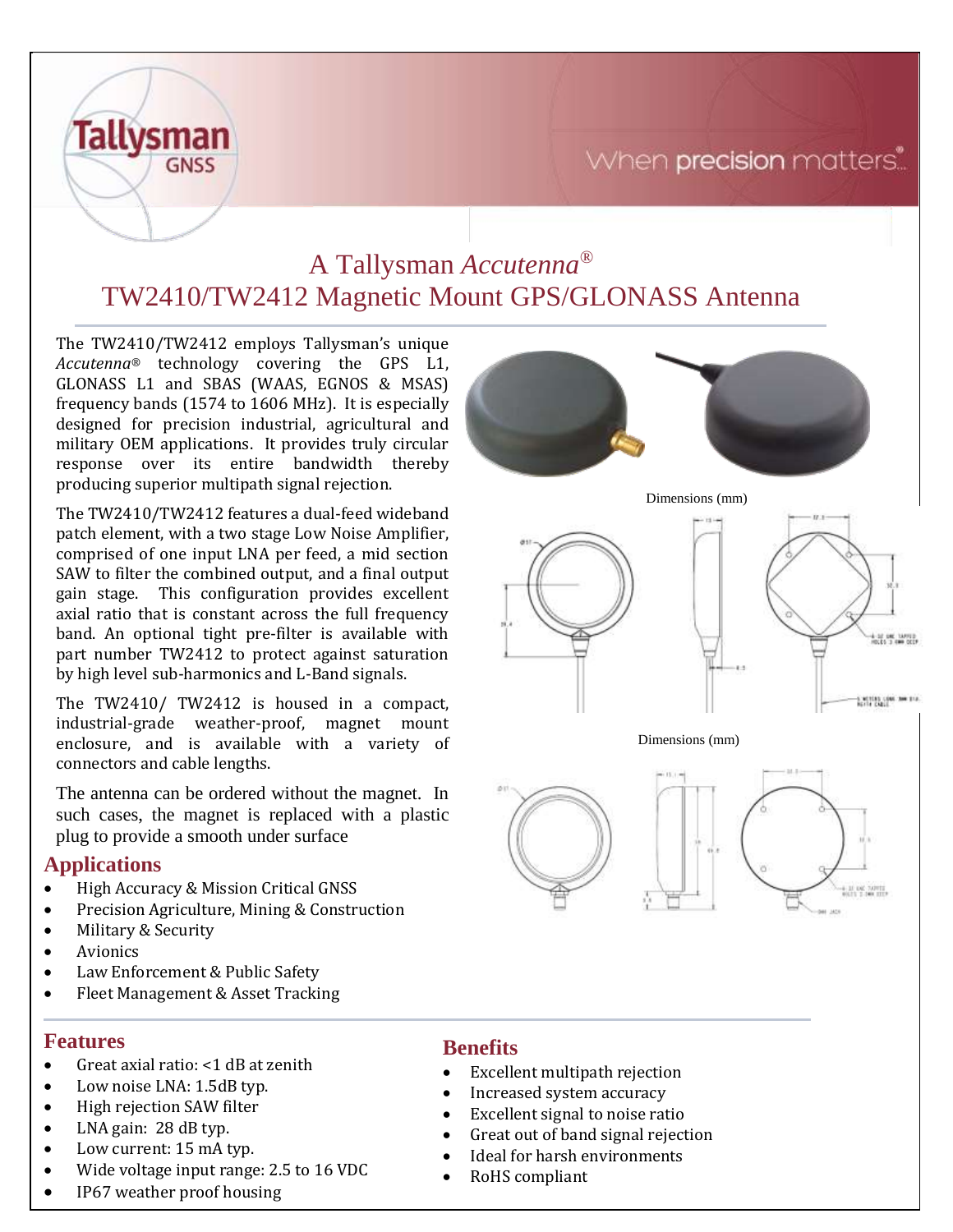# A Tallysman *Accutenna*®
# TW2410/TW2412 Magnetic Mount GPS/GLONASS Antenna

The TW2410/TW2412 employs Tallysman's unique *Accutenna*® technology covering the GPS L1, GLONASS L1 and SBAS (WAAS, EGNOS & MSAS) frequency bands (1574 to 1606 MHz). It is especially designed for precision industrial, agricultural and military OEM applications. It provides truly circular response over its entire bandwidth thereby producing superior multipath signal rejection.

The TW2410/TW2412 features a dual-feed wideband patch element, with a two stage Low Noise Amplifier, comprised of one input LNA per feed, a mid section SAW to filter the combined output, and a final output gain stage. This configuration provides excellent axial ratio that is constant across the full frequency band. An optional tight pre-filter is available with part number TW2412 to protect against saturation by high level sub-harmonics and L-Band signals.

The TW2410/ TW2412 is housed in a compact, industrial-grade weather-proof, magnet mount enclosure, and is available with a variety of connectors and cable lengths.

The antenna can be ordered without the magnet. In such cases, the magnet is replaced with a plastic plug to provide a smooth under surface

Dimensions (mm)

Dimensions (mm)

## Applications

- High Accuracy & Mission Critical GNSS
- Precision Agriculture, Mining & Construction
- Military & Security
- Avionics
- Law Enforcement & Public Safety
- Fleet Management & Asset Tracking

## Features

- Great axial ratio: <1 dB at zenith
- Low noise LNA: 1.5dB typ.
- High rejection SAW filter
- LNA gain: 28 dB typ.
- Low current: 15 mA typ.
- Wide voltage input range: 2.5 to 16 VDC
- IP67 weather proof housing

## Benefits

- Excellent multipath rejection
- Increased system accuracy
- Excellent signal to noise ratio
- Great out of band signal rejection
- Ideal for harsh environments
- RoHS compliant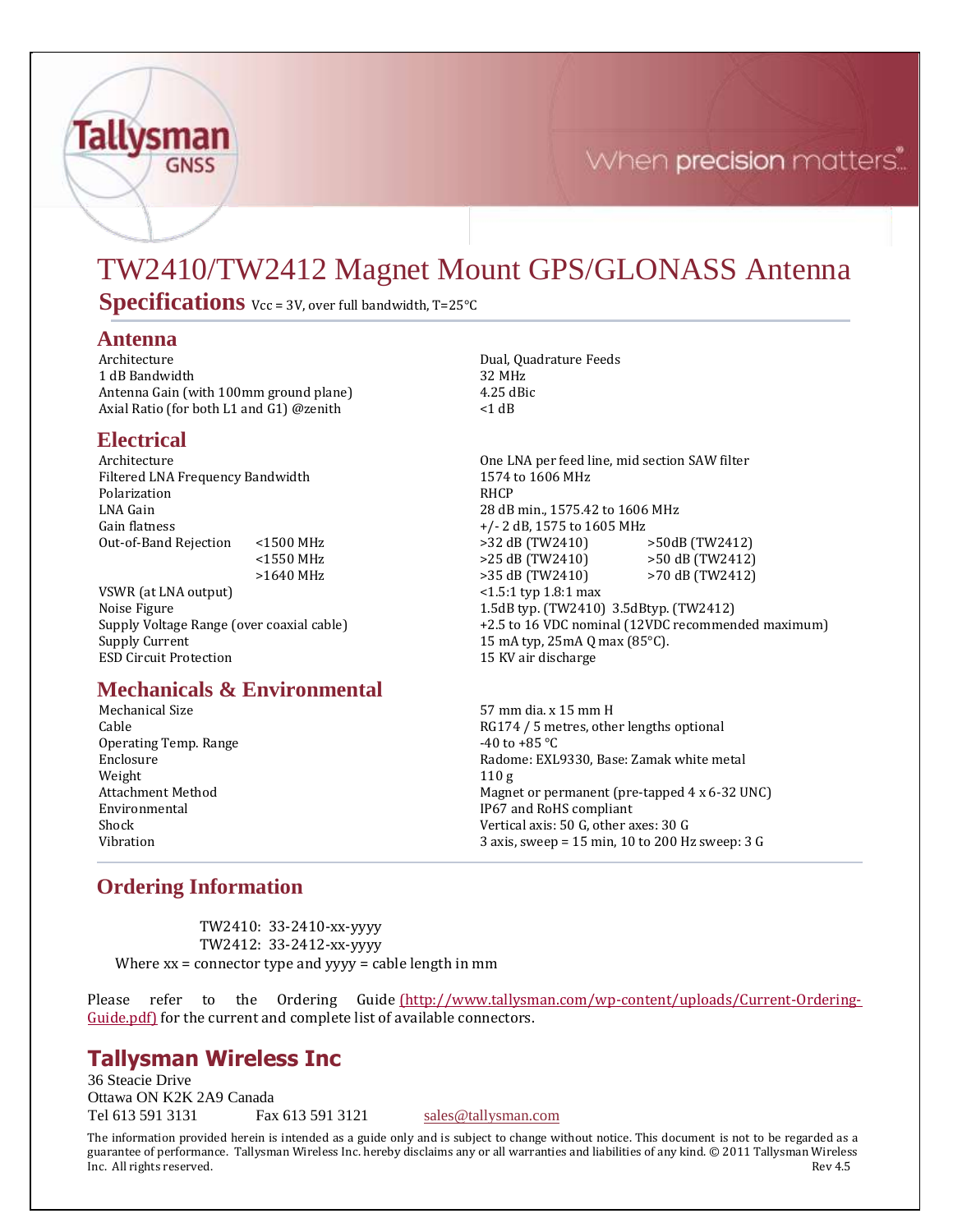# TW2410/TW2412 Magnet Mount GPS/GLONASS Antenna

## Specifications Vcc = 3V, over full bandwidth, T=25°C

### Antenna

| | |
|---|---|
| Architecture | Dual, Quadrature Feeds |
| 1 dB Bandwidth | 32 MHz |
| Antenna Gain (with 100mm ground plane) | 4.25 dBic |
| Axial Ratio (for both L1 and G1) @zenith | <1 dB |

### Electrical

| | | | |
|---|---|---|---|
| Architecture | | One LNA per feed line, mid section SAW filter | |
| Filtered LNA Frequency Bandwidth | | 1574 to 1606 MHz | |
| Polarization | | RHCP | |
| LNA Gain | | 28 dB min., 1575.42 to 1606 MHz | |
| Gain flatness | | +/- 2 dB, 1575 to 1605 MHz | |
| Out-of-Band Rejection | <1500 MHz | >32 dB (TW2410) | >50dB (TW2412) |
| | <1550 MHz | >25 dB (TW2410) | >50 dB (TW2412) |
| | >1640 MHz | >35 dB (TW2410) | >70 dB (TW2412) |
| VSWR (at LNA output) | | <1.5:1 typ 1.8:1 max | |
| Noise Figure | | 1.5dB typ. (TW2410) 3.5dBtyp. (TW2412) | |
| Supply Voltage Range (over coaxial cable) | | +2.5 to 16 VDC nominal (12VDC recommended maximum) | |
| Supply Current | | 15 mA typ, 25mA Q max (85°C). | |
| ESD Circuit Protection | | 15 KV air discharge | |

### Mechanicals & Environmental

| | |
|---|---|
| Mechanical Size | 57 mm dia. x 15 mm H |
| Cable | RG174 / 5 metres, other lengths optional |
| Operating Temp. Range | -40 to +85 °C |
| Enclosure | Radome: EXL9330, Base: Zamak white metal |
| Weight | 110 g |
| Attachment Method | Magnet or permanent (pre-tapped 4 x 6-32 UNC) |
| Environmental | IP67 and RoHS compliant |
| Shock | Vertical axis: 50 G, other axes: 30 G |
| Vibration | 3 axis, sweep = 15 min, 10 to 200 Hz sweep: 3 G |

### Ordering Information

TW2410: 33-2410-xx-yyyy
TW2412: 33-2412-xx-yyyy
Where xx = connector type and yyyy = cable length in mm

Please refer to the Ordering Guide (http://www.tallysman.com/wp-content/uploads/Current-Ordering-Guide.pdf) for the current and complete list of available connectors.

## Tallysman Wireless Inc

36 Steacie Drive
Ottawa ON K2K 2A9 Canada
Tel 613 591 3131    Fax 613 591 3121    sales@tallysman.com

The information provided herein is intended as a guide only and is subject to change without notice. This document is not to be regarded as a guarantee of performance. Tallysman Wireless Inc. hereby disclaims any or all warranties and liabilities of any kind. © 2011 Tallysman Wireless Inc. All rights reserved. Rev 4.5